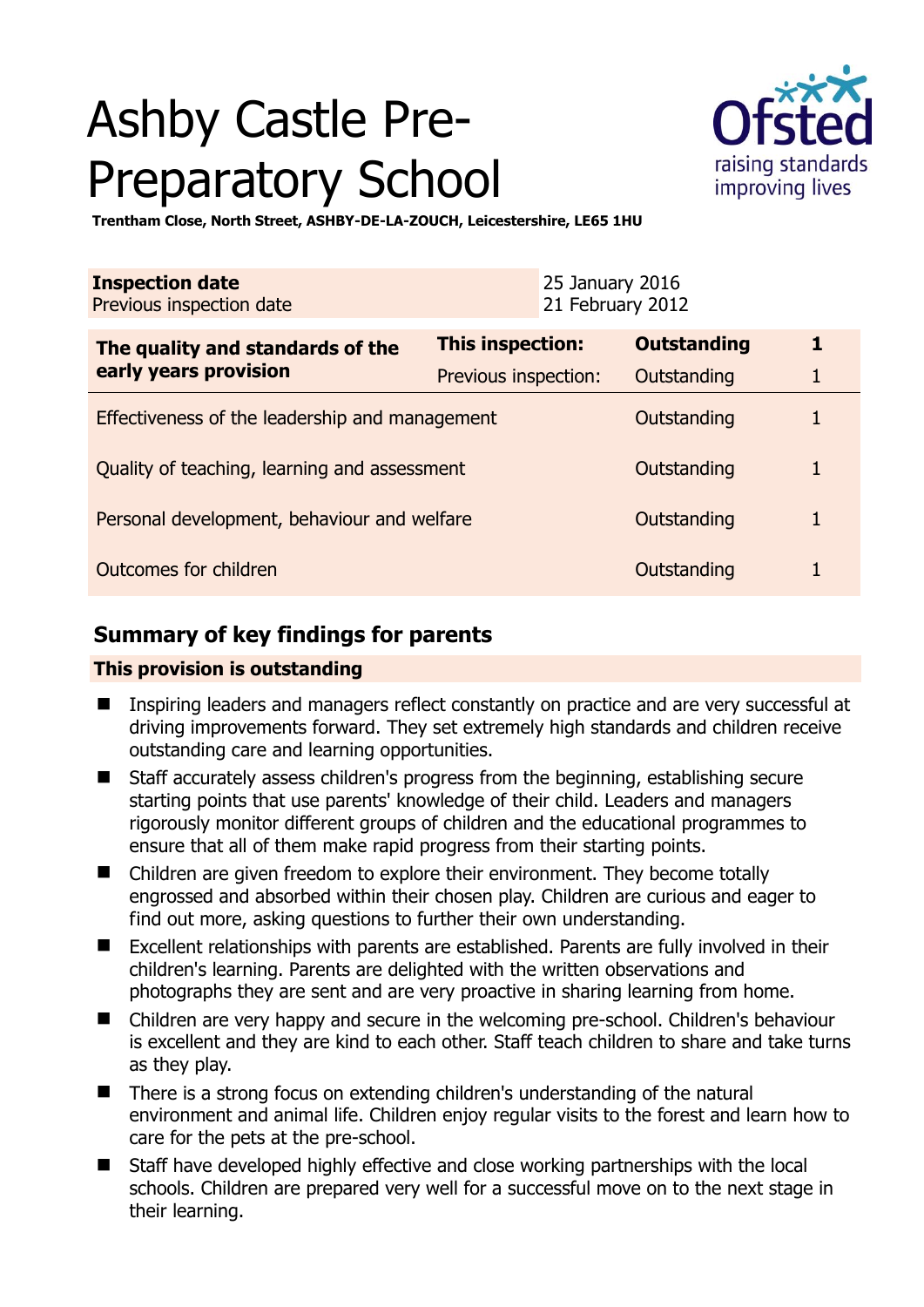# Ashby Castle Pre-Preparatory School

**Trentham Close, North Street, ASHBY-DE-LA-ZOUCH, Leicestershire, LE65 1HU**

| **Inspection date** | 25 January 2016 |
|---|---|
| Previous inspection date | 21 February 2012 |

| **The quality and standards of the early years provision** | **This inspection:** | **Outstanding** | **1** |
|---|---|---|---|
| | Previous inspection: | Outstanding | 1 |
| Effectiveness of the leadership and management | | Outstanding | 1 |
| Quality of teaching, learning and assessment | | Outstanding | 1 |
| Personal development, behaviour and welfare | | Outstanding | 1 |
| Outcomes for children | | Outstanding | 1 |

## Summary of key findings for parents

**This provision is outstanding**

- Inspiring leaders and managers reflect constantly on practice and are very successful at driving improvements forward. They set extremely high standards and children receive outstanding care and learning opportunities.
- Staff accurately assess children's progress from the beginning, establishing secure starting points that use parents' knowledge of their child. Leaders and managers rigorously monitor different groups of children and the educational programmes to ensure that all of them make rapid progress from their starting points.
- Children are given freedom to explore their environment. They become totally engrossed and absorbed within their chosen play. Children are curious and eager to find out more, asking questions to further their own understanding.
- Excellent relationships with parents are established. Parents are fully involved in their children's learning. Parents are delighted with the written observations and photographs they are sent and are very proactive in sharing learning from home.
- Children are very happy and secure in the welcoming pre-school. Children's behaviour is excellent and they are kind to each other. Staff teach children to share and take turns as they play.
- There is a strong focus on extending children's understanding of the natural environment and animal life. Children enjoy regular visits to the forest and learn how to care for the pets at the pre-school.
- Staff have developed highly effective and close working partnerships with the local schools. Children are prepared very well for a successful move on to the next stage in their learning.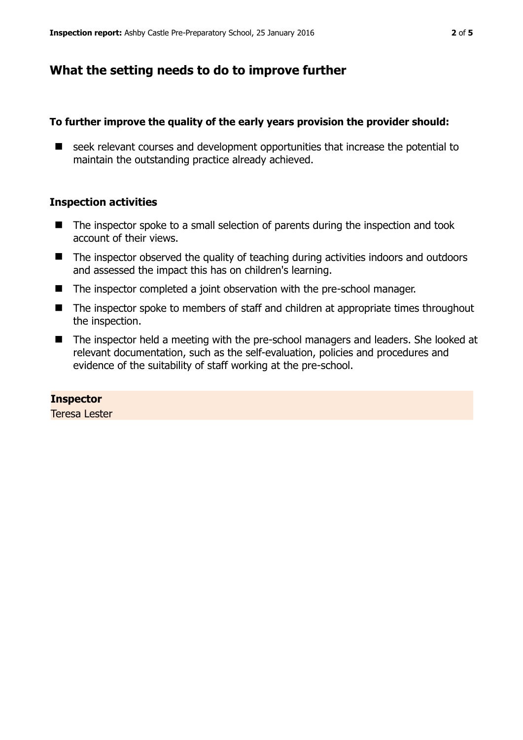## What the setting needs to do to improve further

**To further improve the quality of the early years provision the provider should:**

- seek relevant courses and development opportunities that increase the potential to maintain the outstanding practice already achieved.

### Inspection activities

- The inspector spoke to a small selection of parents during the inspection and took account of their views.
- The inspector observed the quality of teaching during activities indoors and outdoors and assessed the impact this has on children's learning.
- The inspector completed a joint observation with the pre-school manager.
- The inspector spoke to members of staff and children at appropriate times throughout the inspection.
- The inspector held a meeting with the pre-school managers and leaders. She looked at relevant documentation, such as the self-evaluation, policies and procedures and evidence of the suitability of staff working at the pre-school.

**Inspector**
Teresa Lester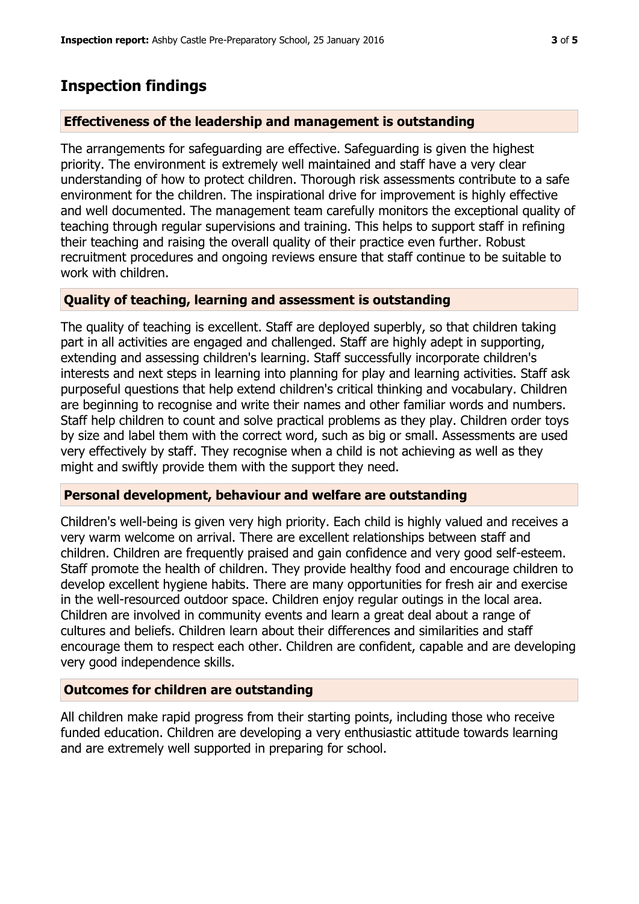# Inspection findings

### Effectiveness of the leadership and management is outstanding

The arrangements for safeguarding are effective. Safeguarding is given the highest priority. The environment is extremely well maintained and staff have a very clear understanding of how to protect children. Thorough risk assessments contribute to a safe environment for the children. The inspirational drive for improvement is highly effective and well documented. The management team carefully monitors the exceptional quality of teaching through regular supervisions and training. This helps to support staff in refining their teaching and raising the overall quality of their practice even further. Robust recruitment procedures and ongoing reviews ensure that staff continue to be suitable to work with children.

### Quality of teaching, learning and assessment is outstanding

The quality of teaching is excellent. Staff are deployed superbly, so that children taking part in all activities are engaged and challenged. Staff are highly adept in supporting, extending and assessing children's learning. Staff successfully incorporate children's interests and next steps in learning into planning for play and learning activities. Staff ask purposeful questions that help extend children's critical thinking and vocabulary. Children are beginning to recognise and write their names and other familiar words and numbers. Staff help children to count and solve practical problems as they play. Children order toys by size and label them with the correct word, such as big or small. Assessments are used very effectively by staff. They recognise when a child is not achieving as well as they might and swiftly provide them with the support they need.

### Personal development, behaviour and welfare are outstanding

Children's well-being is given very high priority. Each child is highly valued and receives a very warm welcome on arrival. There are excellent relationships between staff and children. Children are frequently praised and gain confidence and very good self-esteem. Staff promote the health of children. They provide healthy food and encourage children to develop excellent hygiene habits. There are many opportunities for fresh air and exercise in the well-resourced outdoor space. Children enjoy regular outings in the local area. Children are involved in community events and learn a great deal about a range of cultures and beliefs. Children learn about their differences and similarities and staff encourage them to respect each other. Children are confident, capable and are developing very good independence skills.

### Outcomes for children are outstanding

All children make rapid progress from their starting points, including those who receive funded education. Children are developing a very enthusiastic attitude towards learning and are extremely well supported in preparing for school.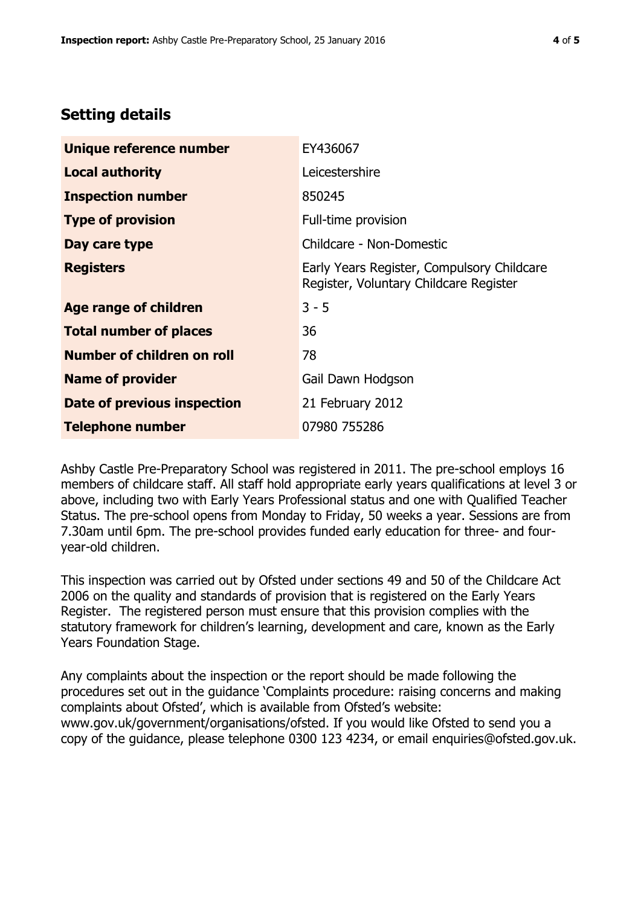## Setting details

| | |
|---|---|
| **Unique reference number** | EY436067 |
| **Local authority** | Leicestershire |
| **Inspection number** | 850245 |
| **Type of provision** | Full-time provision |
| **Day care type** | Childcare - Non-Domestic |
| **Registers** | Early Years Register, Compulsory Childcare Register, Voluntary Childcare Register |
| **Age range of children** | 3 - 5 |
| **Total number of places** | 36 |
| **Number of children on roll** | 78 |
| **Name of provider** | Gail Dawn Hodgson |
| **Date of previous inspection** | 21 February 2012 |
| **Telephone number** | 07980 755286 |

Ashby Castle Pre-Preparatory School was registered in 2011. The pre-school employs 16 members of childcare staff. All staff hold appropriate early years qualifications at level 3 or above, including two with Early Years Professional status and one with Qualified Teacher Status. The pre-school opens from Monday to Friday, 50 weeks a year. Sessions are from 7.30am until 6pm. The pre-school provides funded early education for three- and four-year-old children.

This inspection was carried out by Ofsted under sections 49 and 50 of the Childcare Act 2006 on the quality and standards of provision that is registered on the Early Years Register. The registered person must ensure that this provision complies with the statutory framework for children's learning, development and care, known as the Early Years Foundation Stage.

Any complaints about the inspection or the report should be made following the procedures set out in the guidance 'Complaints procedure: raising concerns and making complaints about Ofsted', which is available from Ofsted's website: www.gov.uk/government/organisations/ofsted. If you would like Ofsted to send you a copy of the guidance, please telephone 0300 123 4234, or email enquiries@ofsted.gov.uk.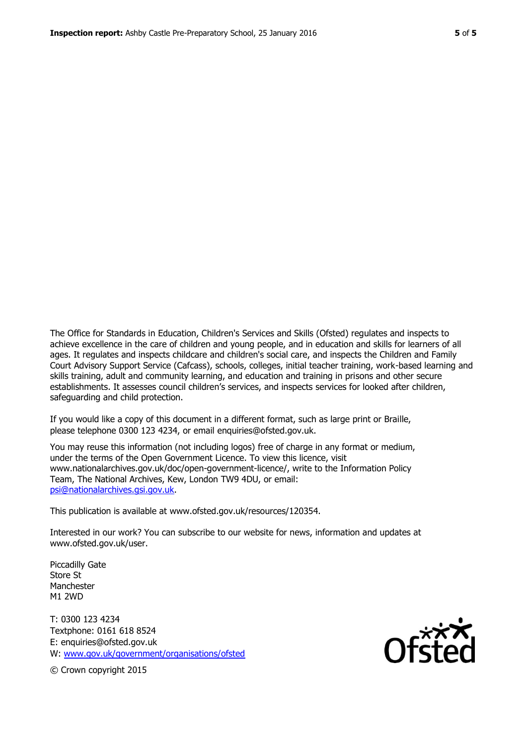The Office for Standards in Education, Children's Services and Skills (Ofsted) regulates and inspects to achieve excellence in the care of children and young people, and in education and skills for learners of all ages. It regulates and inspects childcare and children's social care, and inspects the Children and Family Court Advisory Support Service (Cafcass), schools, colleges, initial teacher training, work-based learning and skills training, adult and community learning, and education and training in prisons and other secure establishments. It assesses council children's services, and inspects services for looked after children, safeguarding and child protection.

If you would like a copy of this document in a different format, such as large print or Braille, please telephone 0300 123 4234, or email enquiries@ofsted.gov.uk.

You may reuse this information (not including logos) free of charge in any format or medium, under the terms of the Open Government Licence. To view this licence, visit www.nationalarchives.gov.uk/doc/open-government-licence/, write to the Information Policy Team, The National Archives, Kew, London TW9 4DU, or email: psi@nationalarchives.gsi.gov.uk.

This publication is available at www.ofsted.gov.uk/resources/120354.

Interested in our work? You can subscribe to our website for news, information and updates at www.ofsted.gov.uk/user.

Piccadilly Gate
Store St
Manchester
M1 2WD

T: 0300 123 4234
Textphone: 0161 618 8524
E: enquiries@ofsted.gov.uk
W: www.gov.uk/government/organisations/ofsted

© Crown copyright 2015